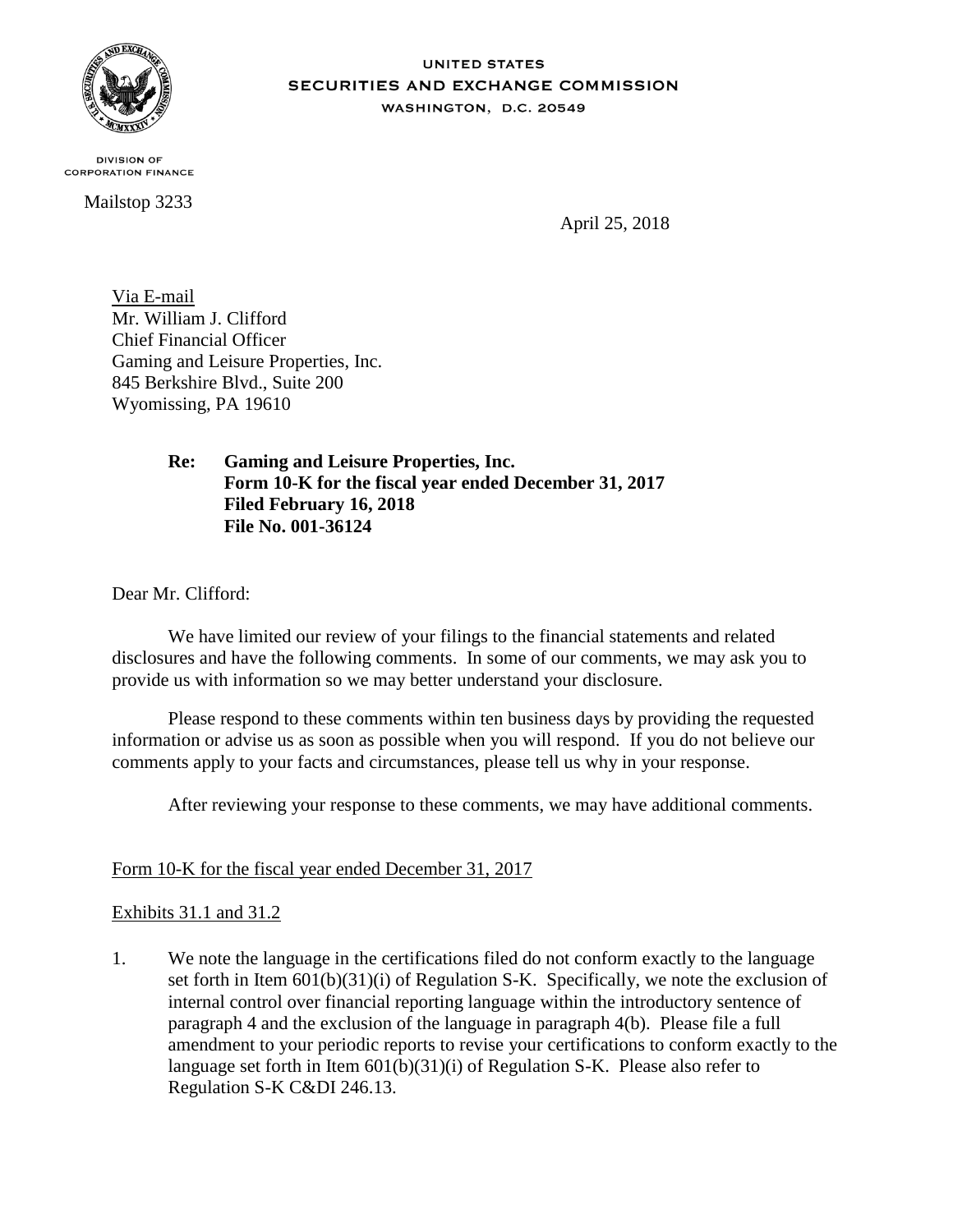UNITED STATES
SECURITIES AND EXCHANGE COMMISSION
WASHINGTON, D.C. 20549

DIVISION OF
CORPORATION FINANCE

Mailstop 3233

April 25, 2018

Via E-mail
Mr. William J. Clifford
Chief Financial Officer
Gaming and Leisure Properties, Inc.
845 Berkshire Blvd., Suite 200
Wyomissing, PA 19610

**Re: Gaming and Leisure Properties, Inc.**
**Form 10-K for the fiscal year ended December 31, 2017**
**Filed February 16, 2018**
**File No. 001-36124**

Dear Mr. Clifford:

We have limited our review of your filings to the financial statements and related disclosures and have the following comments. In some of our comments, we may ask you to provide us with information so we may better understand your disclosure.

Please respond to these comments within ten business days by providing the requested information or advise us as soon as possible when you will respond. If you do not believe our comments apply to your facts and circumstances, please tell us why in your response.

After reviewing your response to these comments, we may have additional comments.

Form 10-K for the fiscal year ended December 31, 2017

Exhibits 31.1 and 31.2

1. We note the language in the certifications filed do not conform exactly to the language set forth in Item 601(b)(31)(i) of Regulation S-K. Specifically, we note the exclusion of internal control over financial reporting language within the introductory sentence of paragraph 4 and the exclusion of the language in paragraph 4(b). Please file a full amendment to your periodic reports to revise your certifications to conform exactly to the language set forth in Item 601(b)(31)(i) of Regulation S-K. Please also refer to Regulation S-K C&DI 246.13.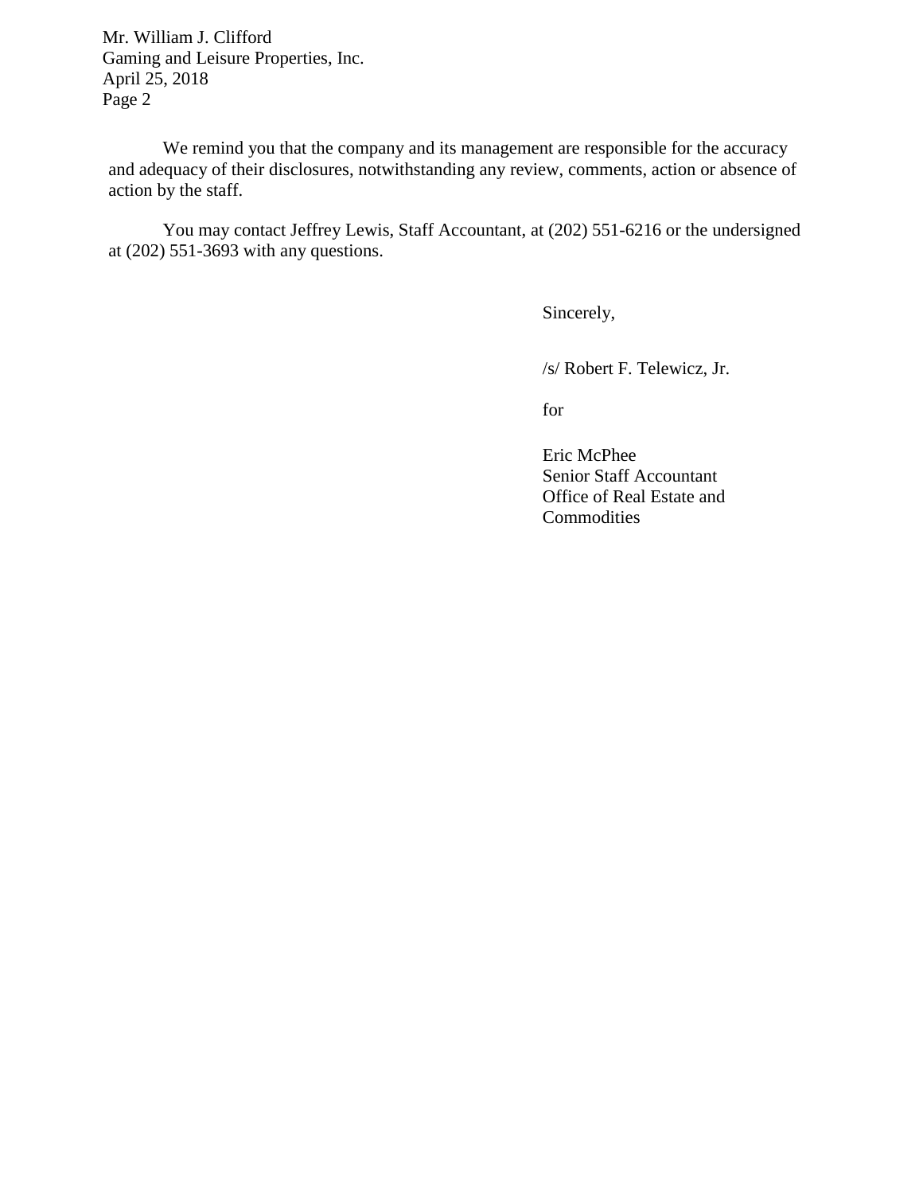We remind you that the company and its management are responsible for the accuracy and adequacy of their disclosures, notwithstanding any review, comments, action or absence of action by the staff.

You may contact Jeffrey Lewis, Staff Accountant, at (202) 551-6216 or the undersigned at (202) 551-3693 with any questions.

Sincerely,

/s/ Robert F. Telewicz, Jr.

for

Eric McPhee
Senior Staff Accountant
Office of Real Estate and
Commodities